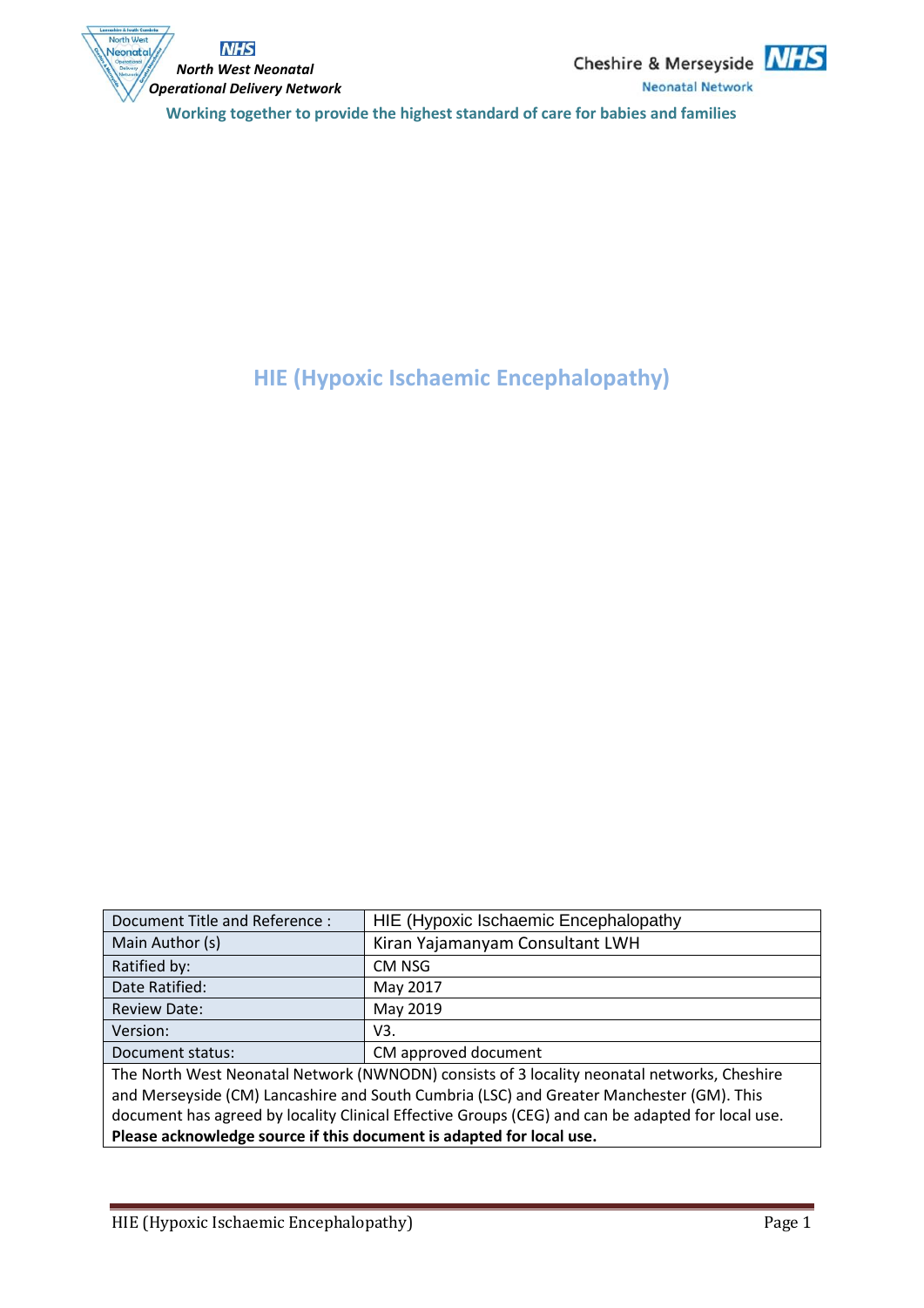North West Neonatal Operational Delivery Network

Cheshire & Merseyside NHS Neonatal Network

Working together to provide the highest standard of care for babies and families

# HIE (Hypoxic Ischaemic Encephalopathy)

| Document Title and Reference : | HIE (Hypoxic Ischaemic Encephalopathy |
|---|---|
| Main Author (s) | Kiran Yajamanyam Consultant LWH |
| Ratified by: | CM NSG |
| Date Ratified: | May 2017 |
| Review Date: | May 2019 |
| Version: | V3. |
| Document status: | CM approved document |

The North West Neonatal Network (NWNODN) consists of 3 locality neonatal networks, Cheshire and Merseyside (CM) Lancashire and South Cumbria (LSC) and Greater Manchester (GM). This document has agreed by locality Clinical Effective Groups (CEG) and can be adapted for local use. **Please acknowledge source if this document is adapted for local use.**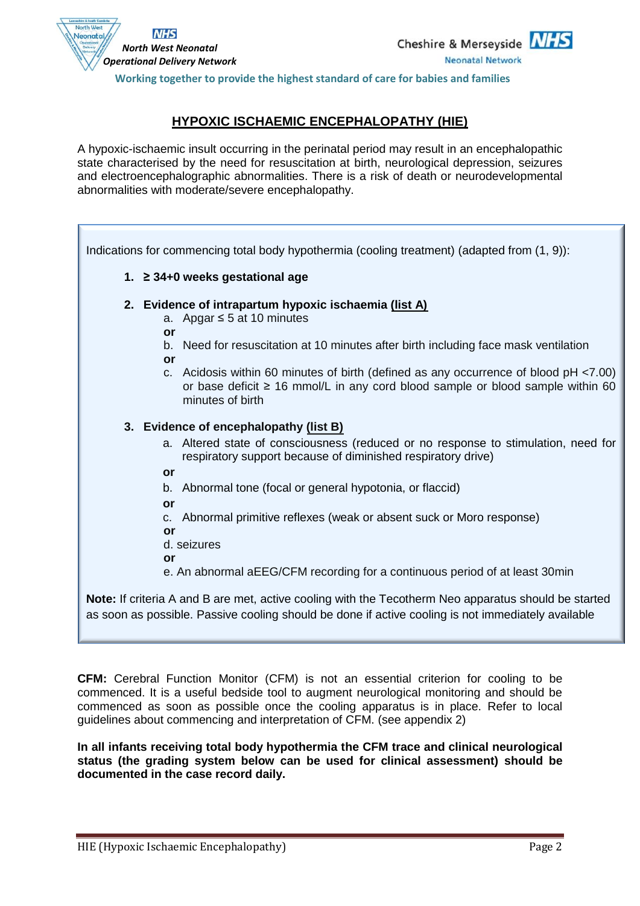# HYPOXIC ISCHAEMIC ENCEPHALOPATHY (HIE)

A hypoxic-ischaemic insult occurring in the perinatal period may result in an encephalopathic state characterised by the need for resuscitation at birth, neurological depression, seizures and electroencephalographic abnormalities. There is a risk of death or neurodevelopmental abnormalities with moderate/severe encephalopathy.

Indications for commencing total body hypothermia (cooling treatment) (adapted from (1, 9)):

1. **≥ 34+0 weeks gestational age**

2. **Evidence of intrapartum hypoxic ischaemia (list A)**
   a. Apgar ≤ 5 at 10 minutes
   **or**
   b. Need for resuscitation at 10 minutes after birth including face mask ventilation
   **or**
   c. Acidosis within 60 minutes of birth (defined as any occurrence of blood pH <7.00) or base deficit ≥ 16 mmol/L in any cord blood sample or blood sample within 60 minutes of birth

3. **Evidence of encephalopathy (list B)**
   a. Altered state of consciousness (reduced or no response to stimulation, need for respiratory support because of diminished respiratory drive)
   **or**
   b. Abnormal tone (focal or general hypotonia, or flaccid)
   **or**
   c. Abnormal primitive reflexes (weak or absent suck or Moro response)
   **or**
   d. seizures
   **or**
   e. An abnormal aEEG/CFM recording for a continuous period of at least 30min

**Note:** If criteria A and B are met, active cooling with the Tecotherm Neo apparatus should be started as soon as possible. Passive cooling should be done if active cooling is not immediately available

**CFM:** Cerebral Function Monitor (CFM) is not an essential criterion for cooling to be commenced. It is a useful bedside tool to augment neurological monitoring and should be commenced as soon as possible once the cooling apparatus is in place. Refer to local guidelines about commencing and interpretation of CFM. (see appendix 2)

**In all infants receiving total body hypothermia the CFM trace and clinical neurological status (the grading system below can be used for clinical assessment) should be documented in the case record daily.**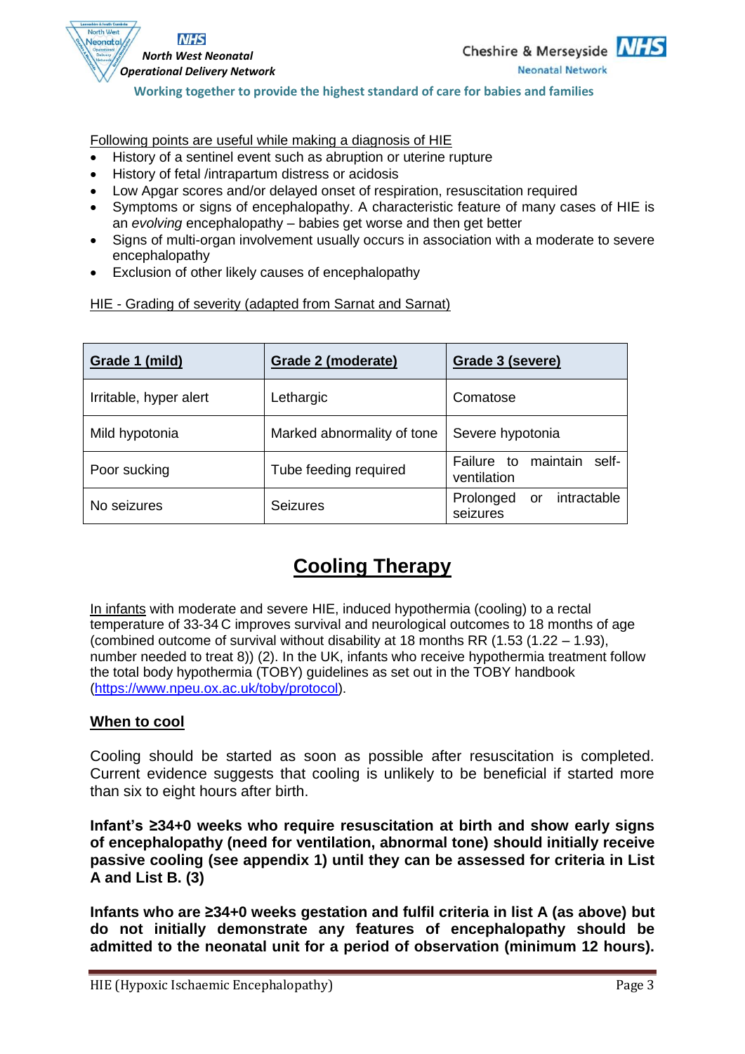Following points are useful while making a diagnosis of HIE

- History of a sentinel event such as abruption or uterine rupture
- History of fetal /intrapartum distress or acidosis
- Low Apgar scores and/or delayed onset of respiration, resuscitation required
- Symptoms or signs of encephalopathy. A characteristic feature of many cases of HIE is an *evolving* encephalopathy – babies get worse and then get better
- Signs of multi-organ involvement usually occurs in association with a moderate to severe encephalopathy
- Exclusion of other likely causes of encephalopathy

HIE - Grading of severity (adapted from Sarnat and Sarnat)

| **Grade 1 (mild)** | **Grade 2 (moderate)** | **Grade 3 (severe)** |
|---|---|---|
| Irritable, hyper alert | Lethargic | Comatose |
| Mild hypotonia | Marked abnormality of tone | Severe hypotonia |
| Poor sucking | Tube feeding required | Failure to maintain self-ventilation |
| No seizures | Seizures | Prolonged or intractable seizures |

# Cooling Therapy

In infants with moderate and severe HIE, induced hypothermia (cooling) to a rectal temperature of 33-34 C improves survival and neurological outcomes to 18 months of age (combined outcome of survival without disability at 18 months RR (1.53 (1.22 – 1.93), number needed to treat 8)) (2). In the UK, infants who receive hypothermia treatment follow the total body hypothermia (TOBY) guidelines as set out in the TOBY handbook (https://www.npeu.ox.ac.uk/toby/protocol).

## When to cool

Cooling should be started as soon as possible after resuscitation is completed. Current evidence suggests that cooling is unlikely to be beneficial if started more than six to eight hours after birth.

**Infant's ≥34+0 weeks who require resuscitation at birth and show early signs of encephalopathy (need for ventilation, abnormal tone) should initially receive passive cooling (see appendix 1) until they can be assessed for criteria in List A and List B. (3)**

**Infants who are ≥34+0 weeks gestation and fulfil criteria in list A (as above) but do not initially demonstrate any features of encephalopathy should be admitted to the neonatal unit for a period of observation (minimum 12 hours).**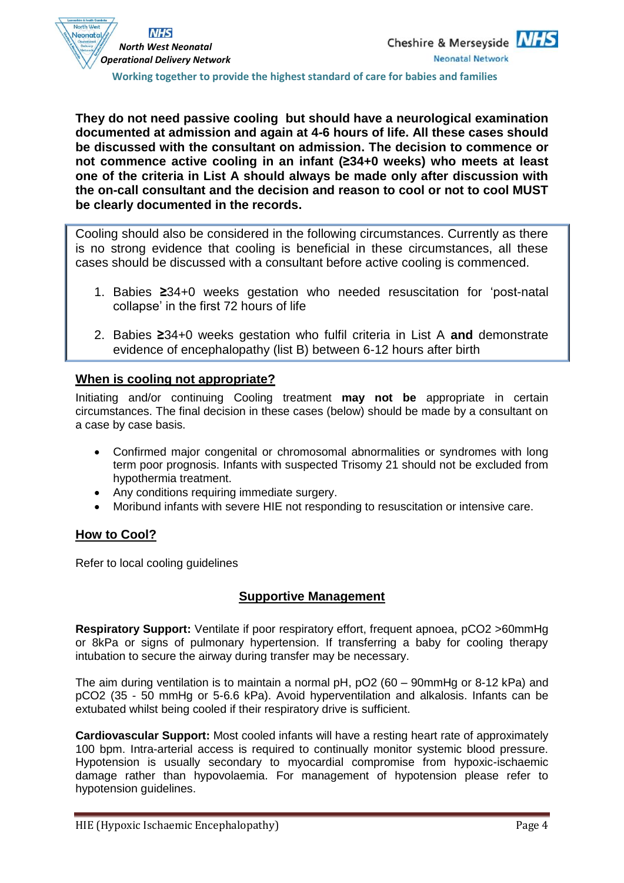**They do not need passive cooling but should have a neurological examination documented at admission and again at 4-6 hours of life. All these cases should be discussed with the consultant on admission. The decision to commence or not commence active cooling in an infant (≥34+0 weeks) who meets at least one of the criteria in List A should always be made only after discussion with the on-call consultant and the decision and reason to cool or not to cool MUST be clearly documented in the records.**

Cooling should also be considered in the following circumstances. Currently as there is no strong evidence that cooling is beneficial in these circumstances, all these cases should be discussed with a consultant before active cooling is commenced.

1. Babies **≥**34+0 weeks gestation who needed resuscitation for 'post-natal collapse' in the first 72 hours of life
2. Babies **≥**34+0 weeks gestation who fulfil criteria in List A **and** demonstrate evidence of encephalopathy (list B) between 6-12 hours after birth

## When is cooling not appropriate?

Initiating and/or continuing Cooling treatment **may not be** appropriate in certain circumstances. The final decision in these cases (below) should be made by a consultant on a case by case basis.

- Confirmed major congenital or chromosomal abnormalities or syndromes with long term poor prognosis. Infants with suspected Trisomy 21 should not be excluded from hypothermia treatment.
- Any conditions requiring immediate surgery.
- Moribund infants with severe HIE not responding to resuscitation or intensive care.

## How to Cool?

Refer to local cooling guidelines

## Supportive Management

**Respiratory Support:** Ventilate if poor respiratory effort, frequent apnoea, $pCO_2$ >60mmHg or 8kPa or signs of pulmonary hypertension. If transferring a baby for cooling therapy intubation to secure the airway during transfer may be necessary.

The aim during ventilation is to maintain a normal pH, $pO_2$ (60 – 90mmHg or 8-12 kPa) and $pCO_2$ (35 - 50 mmHg or 5-6.6 kPa). Avoid hyperventilation and alkalosis. Infants can be extubated whilst being cooled if their respiratory drive is sufficient.

**Cardiovascular Support:** Most cooled infants will have a resting heart rate of approximately 100 bpm. Intra-arterial access is required to continually monitor systemic blood pressure. Hypotension is usually secondary to myocardial compromise from hypoxic-ischaemic damage rather than hypovolaemia. For management of hypotension please refer to hypotension guidelines.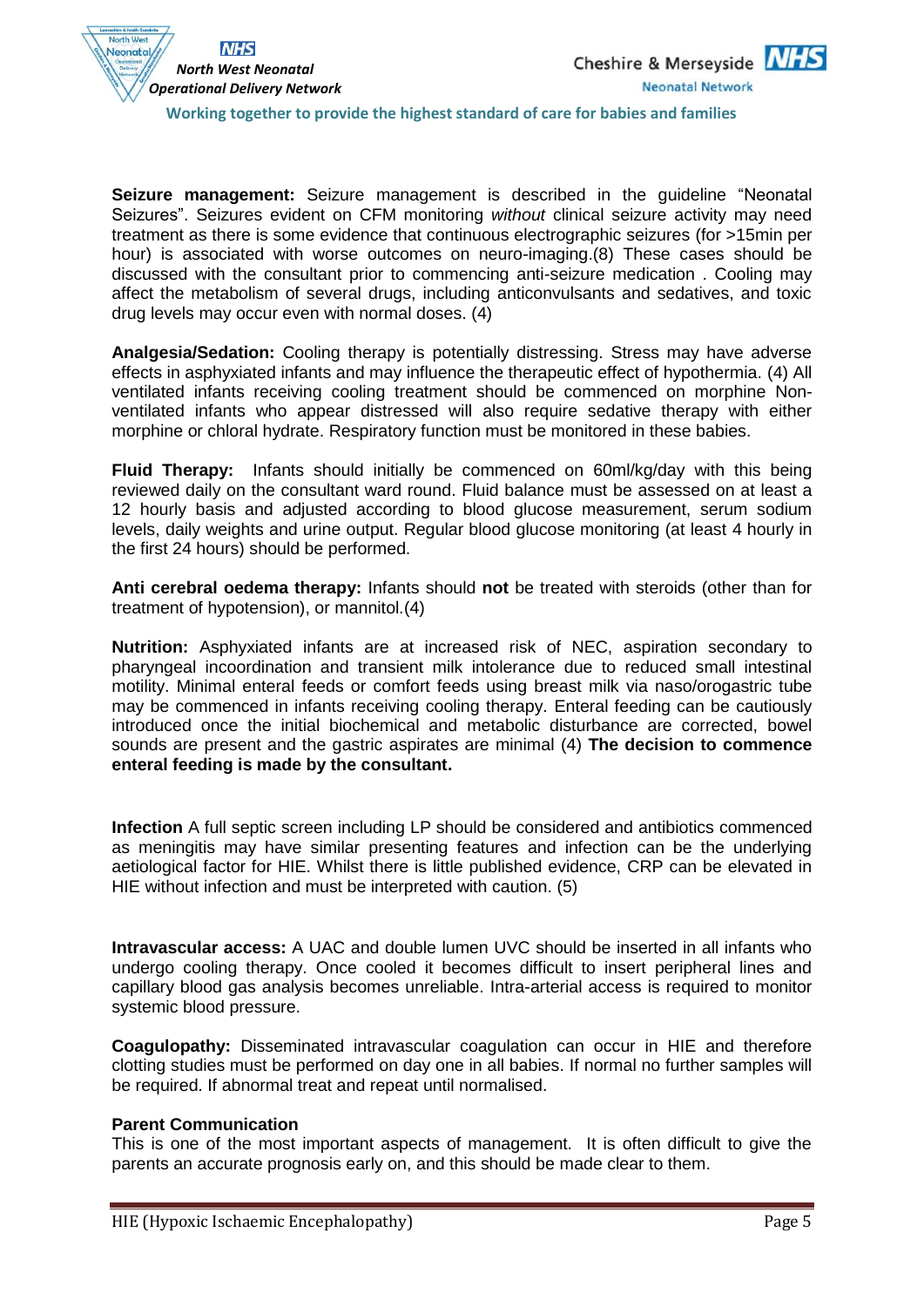**Seizure management:** Seizure management is described in the guideline "Neonatal Seizures". Seizures evident on CFM monitoring *without* clinical seizure activity may need treatment as there is some evidence that continuous electrographic seizures (for >15min per hour) is associated with worse outcomes on neuro-imaging.(8) These cases should be discussed with the consultant prior to commencing anti-seizure medication . Cooling may affect the metabolism of several drugs, including anticonvulsants and sedatives, and toxic drug levels may occur even with normal doses. (4)

**Analgesia/Sedation:** Cooling therapy is potentially distressing. Stress may have adverse effects in asphyxiated infants and may influence the therapeutic effect of hypothermia. (4) All ventilated infants receiving cooling treatment should be commenced on morphine Non-ventilated infants who appear distressed will also require sedative therapy with either morphine or chloral hydrate. Respiratory function must be monitored in these babies.

**Fluid Therapy:** Infants should initially be commenced on 60ml/kg/day with this being reviewed daily on the consultant ward round. Fluid balance must be assessed on at least a 12 hourly basis and adjusted according to blood glucose measurement, serum sodium levels, daily weights and urine output. Regular blood glucose monitoring (at least 4 hourly in the first 24 hours) should be performed.

**Anti cerebral oedema therapy:** Infants should **not** be treated with steroids (other than for treatment of hypotension), or mannitol.(4)

**Nutrition:** Asphyxiated infants are at increased risk of NEC, aspiration secondary to pharyngeal incoordination and transient milk intolerance due to reduced small intestinal motility. Minimal enteral feeds or comfort feeds using breast milk via naso/orogastric tube may be commenced in infants receiving cooling therapy. Enteral feeding can be cautiously introduced once the initial biochemical and metabolic disturbance are corrected, bowel sounds are present and the gastric aspirates are minimal (4) **The decision to commence enteral feeding is made by the consultant.**

**Infection** A full septic screen including LP should be considered and antibiotics commenced as meningitis may have similar presenting features and infection can be the underlying aetiological factor for HIE. Whilst there is little published evidence, CRP can be elevated in HIE without infection and must be interpreted with caution. (5)

**Intravascular access:** A UAC and double lumen UVC should be inserted in all infants who undergo cooling therapy. Once cooled it becomes difficult to insert peripheral lines and capillary blood gas analysis becomes unreliable. Intra-arterial access is required to monitor systemic blood pressure.

**Coagulopathy:** Disseminated intravascular coagulation can occur in HIE and therefore clotting studies must be performed on day one in all babies. If normal no further samples will be required. If abnormal treat and repeat until normalised.

**Parent Communication**

This is one of the most important aspects of management. It is often difficult to give the parents an accurate prognosis early on, and this should be made clear to them.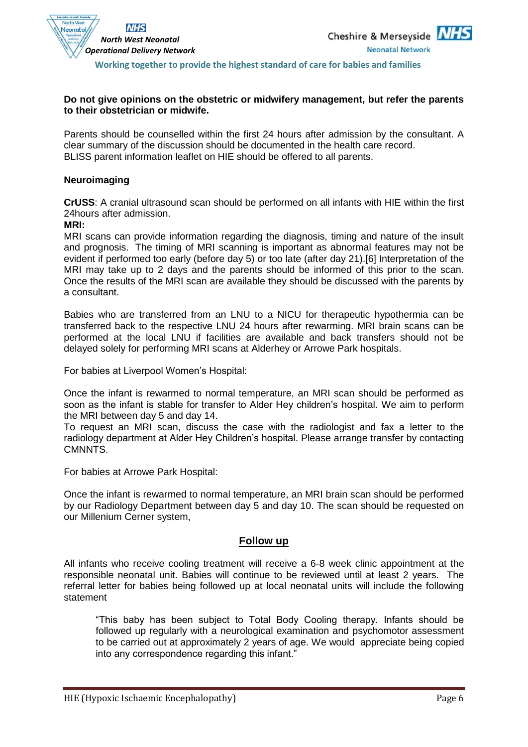**Do not give opinions on the obstetric or midwifery management, but refer the parents to their obstetrician or midwife.**

Parents should be counselled within the first 24 hours after admission by the consultant. A clear summary of the discussion should be documented in the health care record.
BLISS parent information leaflet on HIE should be offered to all parents.

**Neuroimaging**

**CrUSS**: A cranial ultrasound scan should be performed on all infants with HIE within the first 24hours after admission.

**MRI:**

MRI scans can provide information regarding the diagnosis, timing and nature of the insult and prognosis. The timing of MRI scanning is important as abnormal features may not be evident if performed too early (before day 5) or too late (after day 21).[6] Interpretation of the MRI may take up to 2 days and the parents should be informed of this prior to the scan. Once the results of the MRI scan are available they should be discussed with the parents by a consultant.

Babies who are transferred from an LNU to a NICU for therapeutic hypothermia can be transferred back to the respective LNU 24 hours after rewarming. MRI brain scans can be performed at the local LNU if facilities are available and back transfers should not be delayed solely for performing MRI scans at Alderhey or Arrowe Park hospitals.

For babies at Liverpool Women's Hospital:

Once the infant is rewarmed to normal temperature, an MRI scan should be performed as soon as the infant is stable for transfer to Alder Hey children's hospital. We aim to perform the MRI between day 5 and day 14.
To request an MRI scan, discuss the case with the radiologist and fax a letter to the radiology department at Alder Hey Children's hospital. Please arrange transfer by contacting CMNNTS.

For babies at Arrowe Park Hospital:

Once the infant is rewarmed to normal temperature, an MRI brain scan should be performed by our Radiology Department between day 5 and day 10. The scan should be requested on our Millenium Cerner system,

## Follow up

All infants who receive cooling treatment will receive a 6-8 week clinic appointment at the responsible neonatal unit. Babies will continue to be reviewed until at least 2 years. The referral letter for babies being followed up at local neonatal units will include the following statement

> "This baby has been subject to Total Body Cooling therapy. Infants should be followed up regularly with a neurological examination and psychomotor assessment to be carried out at approximately 2 years of age. We would appreciate being copied into any correspondence regarding this infant."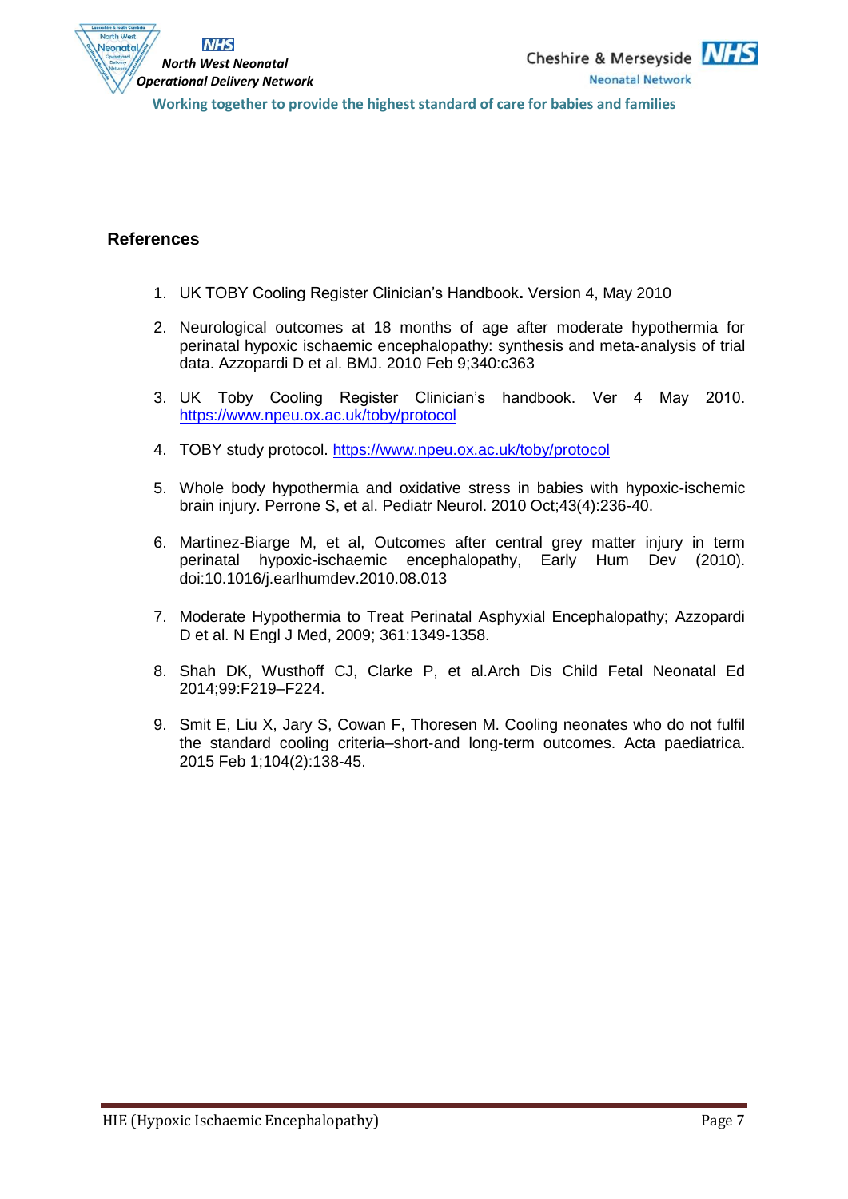## References

1. UK TOBY Cooling Register Clinician's Handbook**.** Version 4, May 2010

2. Neurological outcomes at 18 months of age after moderate hypothermia for perinatal hypoxic ischaemic encephalopathy: synthesis and meta-analysis of trial data. Azzopardi D et al. BMJ. 2010 Feb 9;340:c363

3. UK Toby Cooling Register Clinician's handbook. Ver 4 May 2010. https://www.npeu.ox.ac.uk/toby/protocol

4. TOBY study protocol. https://www.npeu.ox.ac.uk/toby/protocol

5. Whole body hypothermia and oxidative stress in babies with hypoxic-ischemic brain injury. Perrone S, et al. Pediatr Neurol. 2010 Oct;43(4):236-40.

6. Martinez-Biarge M, et al, Outcomes after central grey matter injury in term perinatal hypoxic-ischaemic encephalopathy, Early Hum Dev (2010). doi:10.1016/j.earlhumdev.2010.08.013

7. Moderate Hypothermia to Treat Perinatal Asphyxial Encephalopathy; Azzopardi D et al. N Engl J Med, 2009; 361:1349-1358.

8. Shah DK, Wusthoff CJ, Clarke P, et al.Arch Dis Child Fetal Neonatal Ed 2014;99:F219–F224.

9. Smit E, Liu X, Jary S, Cowan F, Thoresen M. Cooling neonates who do not fulfil the standard cooling criteria–short-and long-term outcomes. Acta paediatrica. 2015 Feb 1;104(2):138-45.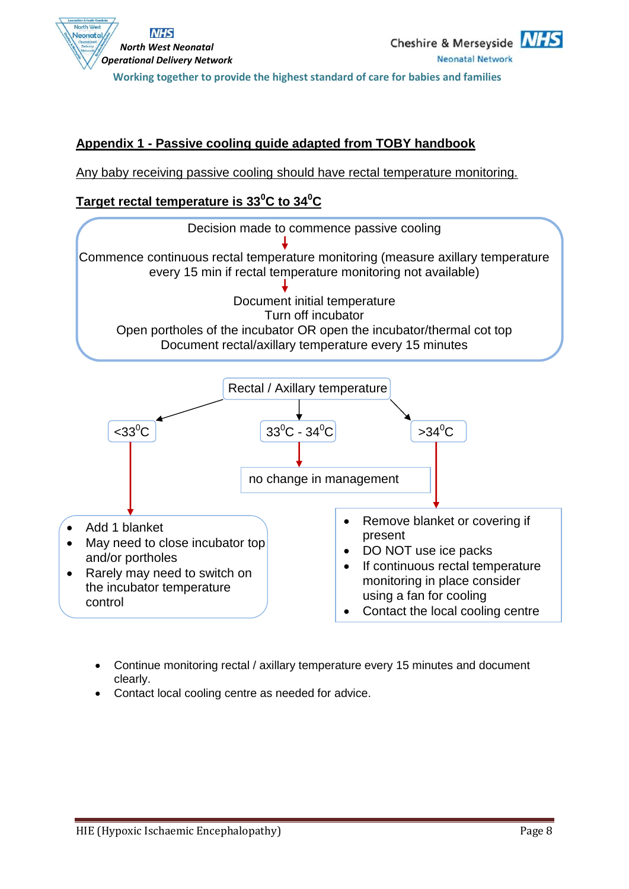## Appendix 1 - Passive cooling guide adapted from TOBY handbook

Any baby receiving passive cooling should have rectal temperature monitoring.

**Target rectal temperature is 33$^0$C to 34$^0$C**

Decision made to commence passive cooling

↓

Commence continuous rectal temperature monitoring (measure axillary temperature every 15 min if rectal temperature monitoring not available)

↓

Document initial temperature
Turn off incubator
Open portholes of the incubator OR open the incubator/thermal cot top
Document rectal/axillary temperature every 15 minutes

**Rectal / Axillary temperature**

**<33$^0$C**

- Add 1 blanket
- May need to close incubator top and/or portholes
- Rarely may need to switch on the incubator temperature control

**33$^0$C - 34$^0$C**

no change in management

**>34$^0$C**

- Remove blanket or covering if present
- DO NOT use ice packs
- If continuous rectal temperature monitoring in place consider using a fan for cooling
- Contact the local cooling centre

---

- Continue monitoring rectal / axillary temperature every 15 minutes and document clearly.
- Contact local cooling centre as needed for advice.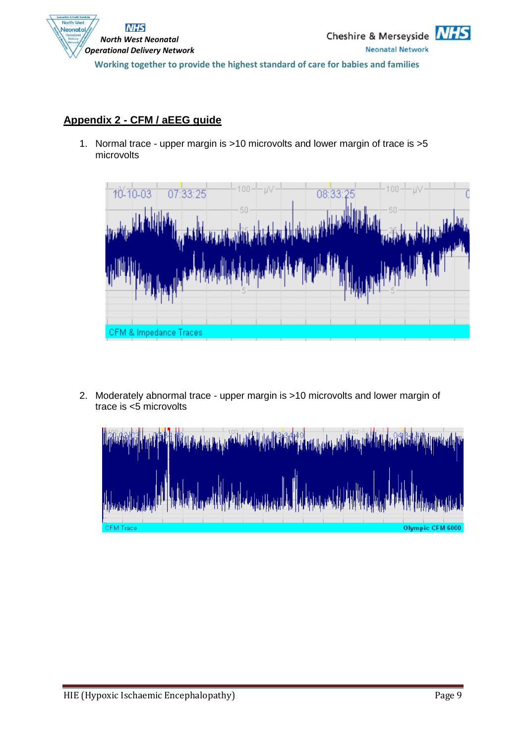## Appendix 2 - CFM / aEEG guide

1. Normal trace - upper margin is >10 microvolts and lower margin of trace is >5 microvolts

2. Moderately abnormal trace - upper margin is >10 microvolts and lower margin of trace is <5 microvolts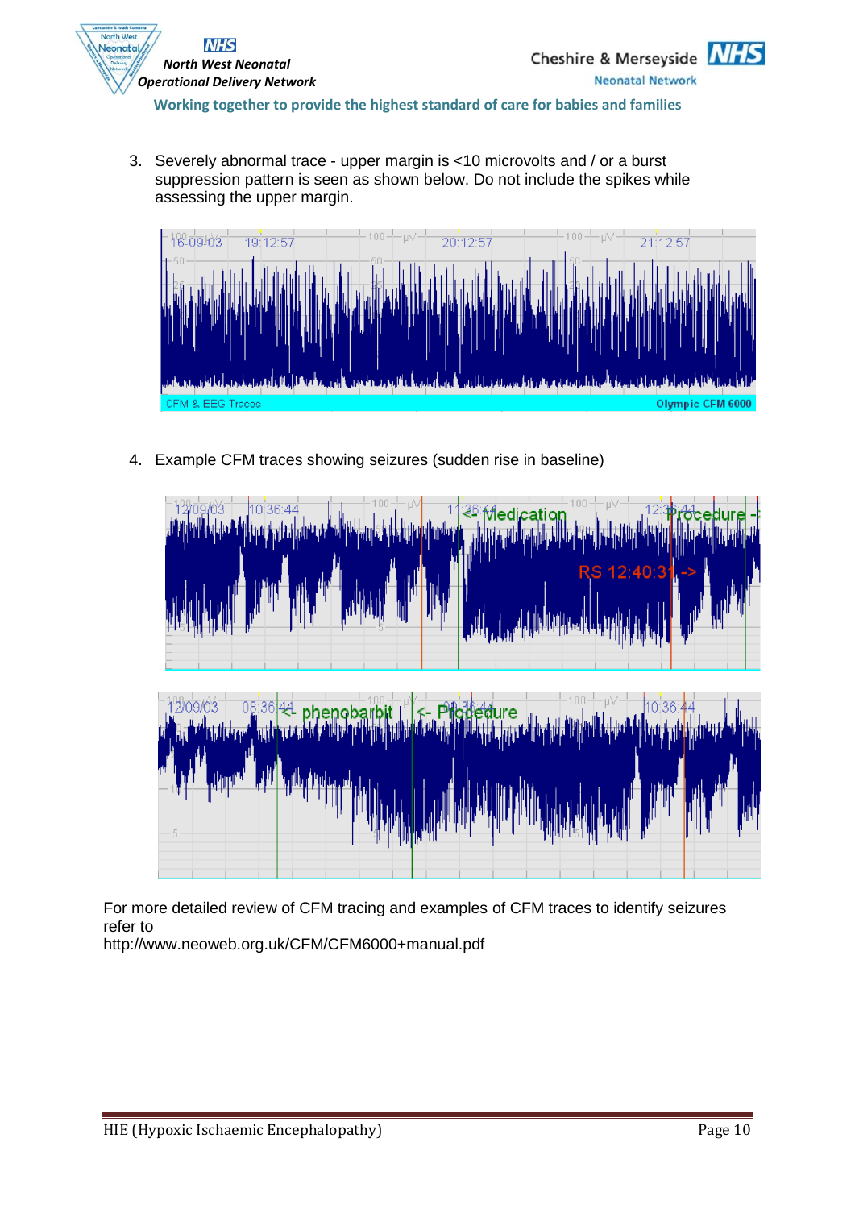3. Severely abnormal trace - upper margin is <10 microvolts and / or a burst suppression pattern is seen as shown below. Do not include the spikes while assessing the upper margin.

100 µV
16-09-03
19:12:57
100 µV
20:12:57
100 µV
21:12:57
50
25
50
50
CFM & EEG Traces
Olympic CFM 6000

4. Example CFM traces showing seizures (sudden rise in baseline)

100 µV
12/09/03
10:36:44
100 µV
11:36:44
<- Medication
100 µV
12:36:44
Procedure
RS 12:40:31 ->
5

100 µV
12/09/03
08:36:44
<- phenobarbit
100 µV
09:36:44
<- Procedure
100 µV
10:36:44
5

For more detailed review of CFM tracing and examples of CFM traces to identify seizures refer to
http://www.neoweb.org.uk/CFM/CFM6000+manual.pdf